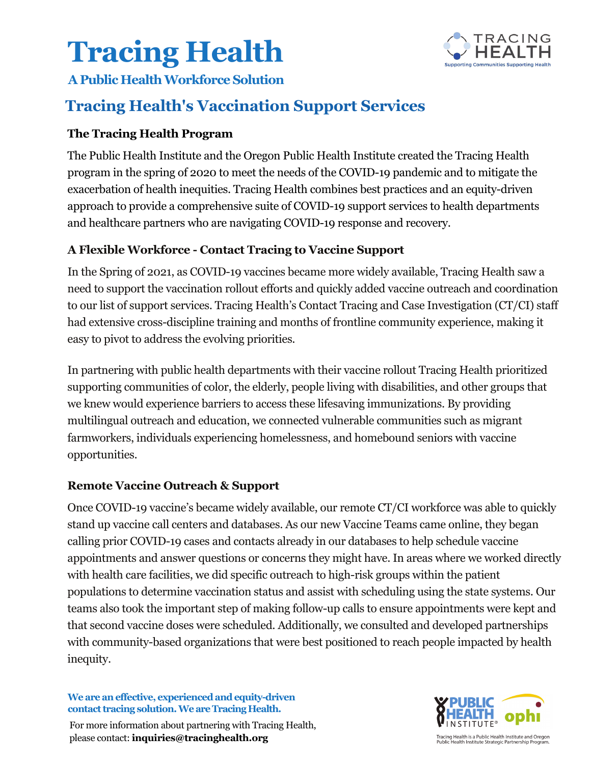# Tracing Health

**A Public Health Workforce Solution**

## Tracing Health's Vaccination Support Services

### The Tracing Health Program

The Public Health Institute and the Oregon Public Health Institute created the Tracing Health program in the spring of 2020 to meet the needs of the COVID-19 pandemic and to mitigate the exacerbation of health inequities. Tracing Health combines best practices and an equity-driven approach to provide a comprehensive suite of COVID-19 support services to health departments and healthcare partners who are navigating COVID-19 response and recovery.

### A Flexible Workforce - Contact Tracing to Vaccine Support

In the Spring of 2021, as COVID-19 vaccines became more widely available, Tracing Health saw a need to support the vaccination rollout efforts and quickly added vaccine outreach and coordination to our list of support services. Tracing Health's Contact Tracing and Case Investigation (CT/CI) staff had extensive cross-discipline training and months of frontline community experience, making it easy to pivot to address the evolving priorities.

In partnering with public health departments with their vaccine rollout Tracing Health prioritized supporting communities of color, the elderly, people living with disabilities, and other groups that we knew would experience barriers to access these lifesaving immunizations. By providing multilingual outreach and education, we connected vulnerable communities such as migrant farmworkers, individuals experiencing homelessness, and homebound seniors with vaccine opportunities.

### Remote Vaccine Outreach & Support

Once COVID-19 vaccine's became widely available, our remote CT/CI workforce was able to quickly stand up vaccine call centers and databases. As our new Vaccine Teams came online, they began calling prior COVID-19 cases and contacts already in our databases to help schedule vaccine appointments and answer questions or concerns they might have. In areas where we worked directly with health care facilities, we did specific outreach to high-risk groups within the patient populations to determine vaccination status and assist with scheduling using the state systems. Our teams also took the important step of making follow-up calls to ensure appointments were kept and that second vaccine doses were scheduled. Additionally, we consulted and developed partnerships with community-based organizations that were best positioned to reach people impacted by health inequity.

**We are an effective, experienced and equity-driven contact tracing solution. We are Tracing Health.**

For more information about partnering with Tracing Health, please contact: **inquiries@tracinghealth.org**

Tracing Health is a Public Health Institute and Oregon Public Health Institute Strategic Partnership Program.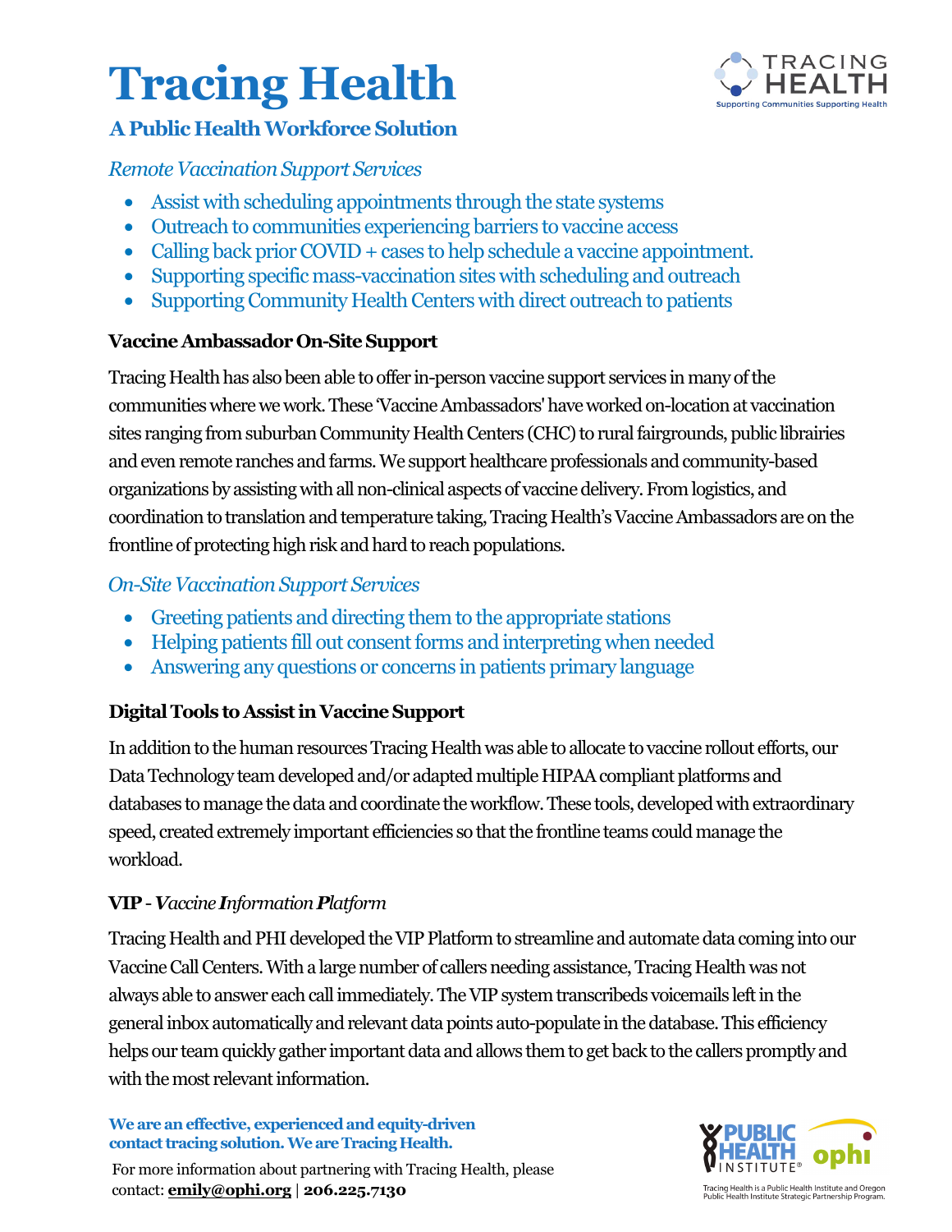# Tracing Health

## A Public Health Workforce Solution

*Remote Vaccination Support Services*

- Assist with scheduling appointments through the state systems
- Outreach to communities experiencing barriers to vaccine access
- Calling back prior COVID + cases to help schedule a vaccine appointment.
- Supporting specific mass-vaccination sites with scheduling and outreach
- Supporting Community Health Centers with direct outreach to patients

**Vaccine Ambassador On-Site Support**

Tracing Health has also been able to offer in-person vaccine support services in many of the communities where we work. These 'Vaccine Ambassadors' have worked on-location at vaccination sites ranging from suburban Community Health Centers (CHC) to rural fairgrounds, public librairies and even remote ranches and farms. We support healthcare professionals and community-based organizations by assisting with all non-clinical aspects of vaccine delivery. From logistics, and coordination to translation and temperature taking, Tracing Health's Vaccine Ambassadors are on the frontline of protecting high risk and hard to reach populations.

*On-Site Vaccination Support Services*

- Greeting patients and directing them to the appropriate stations
- Helping patients fill out consent forms and interpreting when needed
- Answering any questions or concerns in patients primary language

**Digital Tools to Assist in Vaccine Support**

In addition to the human resources Tracing Health was able to allocate to vaccine rollout efforts, our Data Technology team developed and/or adapted multiple HIPAA compliant platforms and databases to manage the data and coordinate the workflow. These tools, developed with extraordinary speed, created extremely important efficiencies so that the frontline teams could manage the workload.

**VIP** - *Vaccine **I**nformation **P**latform*

Tracing Health and PHI developed the VIP Platform to streamline and automate data coming into our Vaccine Call Centers. With a large number of callers needing assistance, Tracing Health was not always able to answer each call immediately. The VIP system transcribeds voicemails left in the general inbox automatically and relevant data points auto-populate in the database. This efficiency helps our team quickly gather important data and allows them to get back to the callers promptly and with the most relevant information.

**We are an effective, experienced and equity-driven contact tracing solution. We are Tracing Health.**

For more information about partnering with Tracing Health, please contact: **emily@ophi.org** | **206.225.7130**

Tracing Health is a Public Health Institute and Oregon Public Health Institute Strategic Partnership Program.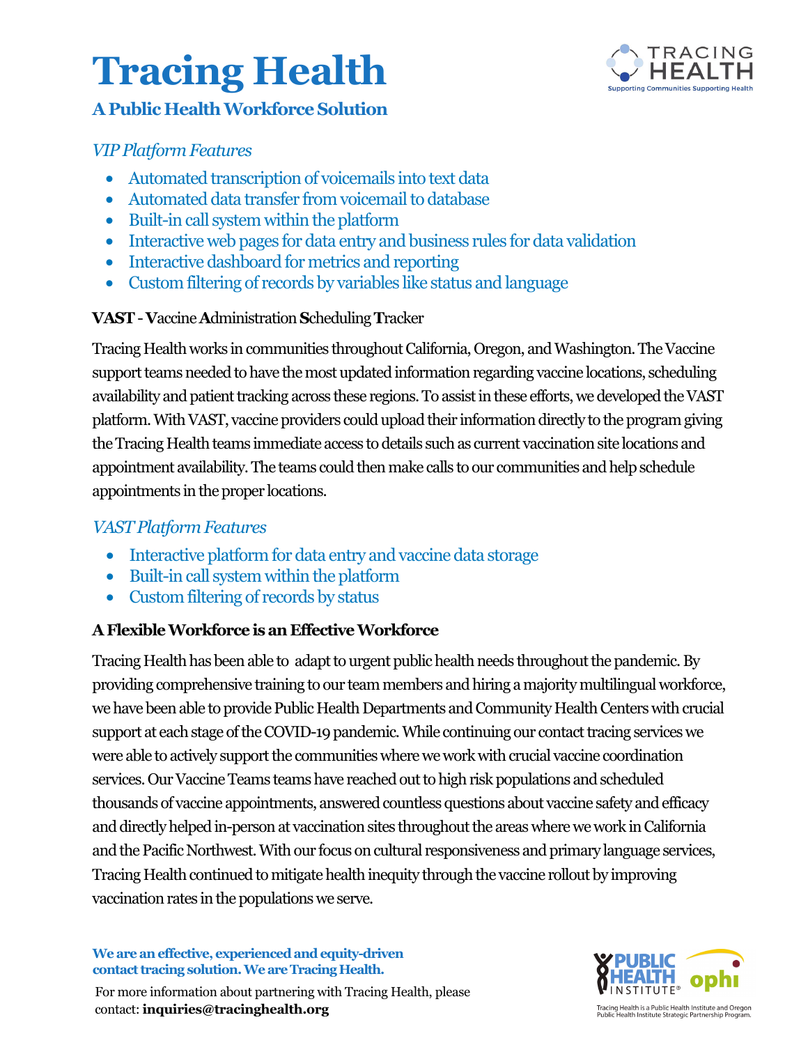# Tracing Health

## A Public Health Workforce Solution

*VIP Platform Features*

- Automated transcription of voicemails into text data
- Automated data transfer from voicemail to database
- Built-in call system within the platform
- Interactive web pages for data entry and business rules for data validation
- Interactive dashboard for metrics and reporting
- Custom filtering of records by variables like status and language

**VAST** - **V**accine **A**dministration **S**cheduling **T**racker

Tracing Health works in communities throughout California, Oregon, and Washington. The Vaccine support teams needed to have the most updated information regarding vaccine locations, scheduling availability and patient tracking across these regions. To assist in these efforts, we developed the VAST platform. With VAST, vaccine providers could upload their information directly to the program giving the Tracing Health teams immediate access to details such as current vaccination site locations and appointment availability. The teams could then make calls to our communities and help schedule appointments in the proper locations.

*VAST Platform Features*

- Interactive platform for data entry and vaccine data storage
- Built-in call system within the platform
- Custom filtering of records by status

**A Flexible Workforce is an Effective Workforce**

Tracing Health has been able to adapt to urgent public health needs throughout the pandemic. By providing comprehensive training to our team members and hiring a majority multilingual workforce, we have been able to provide Public Health Departments and Community Health Centers with crucial support at each stage of the COVID-19 pandemic. While continuing our contact tracing services we were able to actively support the communities where we work with crucial vaccine coordination services. Our Vaccine Teams teams have reached out to high risk populations and scheduled thousands of vaccine appointments, answered countless questions about vaccine safety and efficacy and directly helped in-person at vaccination sites throughout the areas where we work in California and the Pacific Northwest. With our focus on cultural responsiveness and primary language services, Tracing Health continued to mitigate health inequity through the vaccine rollout by improving vaccination rates in the populations we serve.

**We are an effective, experienced and equity-driven contact tracing solution. We are Tracing Health.**

For more information about partnering with Tracing Health, please contact: **inquiries@tracinghealth.org**

Tracing Health is a Public Health Institute and Oregon Public Health Institute Strategic Partnership Program.